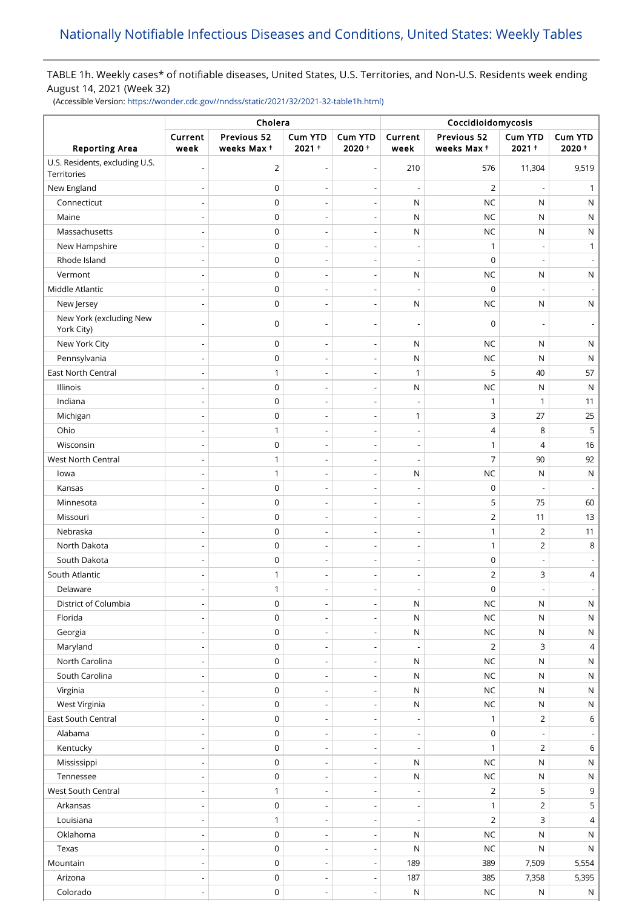# Nationally Notifiable Infectious Diseases and Conditions, United States: Weekly Tables

TABLE 1h. Weekly cases* of notifiable diseases, United States, U.S. Territories, and Non-U.S. Residents week ending August 14, 2021 (Week 32)

(Accessible Version: https://wonder.cdc.gov//nndss/static/2021/32/2021-32-table1h.html)

| Reporting Area | Cholera | | | | Coccidioidomycosis | | | |
|---|---|---|---|---|---|---|---|---|
| | Current week | Previous 52 weeks Max † | Cum YTD 2021 † | Cum YTD 2020 † | Current week | Previous 52 weeks Max † | Cum YTD 2021 † | Cum YTD 2020 † |
| U.S. Residents, excluding U.S. Territories | - | 2 | - | - | 210 | 576 | 11,304 | 9,519 |
| New England | - | 0 | - | - | - | 2 | - | 1 |
| Connecticut | - | 0 | - | - | N | NC | N | N |
| Maine | - | 0 | - | - | N | NC | N | N |
| Massachusetts | - | 0 | - | - | N | NC | N | N |
| New Hampshire | - | 0 | - | - | - | 1 | - | 1 |
| Rhode Island | - | 0 | - | - | - | 0 | - | - |
| Vermont | - | 0 | - | - | N | NC | N | N |
| Middle Atlantic | - | 0 | - | - | - | 0 | - | - |
| New Jersey | - | 0 | - | - | N | NC | N | N |
| New York (excluding New York City) | - | 0 | - | - | - | 0 | - | - |
| New York City | - | 0 | - | - | N | NC | N | N |
| Pennsylvania | - | 0 | - | - | N | NC | N | N |
| East North Central | - | 1 | - | - | 1 | 5 | 40 | 57 |
| Illinois | - | 0 | - | - | N | NC | N | N |
| Indiana | - | 0 | - | - | - | 1 | 1 | 11 |
| Michigan | - | 0 | - | - | 1 | 3 | 27 | 25 |
| Ohio | - | 1 | - | - | - | 4 | 8 | 5 |
| Wisconsin | - | 0 | - | - | - | 1 | 4 | 16 |
| West North Central | - | 1 | - | - | - | 7 | 90 | 92 |
| Iowa | - | 1 | - | - | N | NC | N | N |
| Kansas | - | 0 | - | - | - | 0 | - | - |
| Minnesota | - | 0 | - | - | - | 5 | 75 | 60 |
| Missouri | - | 0 | - | - | - | 2 | 11 | 13 |
| Nebraska | - | 0 | - | - | - | 1 | 2 | 11 |
| North Dakota | - | 0 | - | - | - | 1 | 2 | 8 |
| South Dakota | - | 0 | - | - | - | 0 | - | - |
| South Atlantic | - | 1 | - | - | - | 2 | 3 | 4 |
| Delaware | - | 1 | - | - | - | 0 | - | - |
| District of Columbia | - | 0 | - | - | N | NC | N | N |
| Florida | - | 0 | - | - | N | NC | N | N |
| Georgia | - | 0 | - | - | N | NC | N | N |
| Maryland | - | 0 | - | - | - | 2 | 3 | 4 |
| North Carolina | - | 0 | - | - | N | NC | N | N |
| South Carolina | - | 0 | - | - | N | NC | N | N |
| Virginia | - | 0 | - | - | N | NC | N | N |
| West Virginia | - | 0 | - | - | N | NC | N | N |
| East South Central | - | 0 | - | - | - | 1 | 2 | 6 |
| Alabama | - | 0 | - | - | - | 0 | - | - |
| Kentucky | - | 0 | - | - | - | 1 | 2 | 6 |
| Mississippi | - | 0 | - | - | N | NC | N | N |
| Tennessee | - | 0 | - | - | N | NC | N | N |
| West South Central | - | 1 | - | - | - | 2 | 5 | 9 |
| Arkansas | - | 0 | - | - | - | 1 | 2 | 5 |
| Louisiana | - | 1 | - | - | - | 2 | 3 | 4 |
| Oklahoma | - | 0 | - | - | N | NC | N | N |
| Texas | - | 0 | - | - | N | NC | N | N |
| Mountain | - | 0 | - | - | 189 | 389 | 7,509 | 5,554 |
| Arizona | - | 0 | - | - | 187 | 385 | 7,358 | 5,395 |
| Colorado | - | 0 | - | - | N | NC | N | N |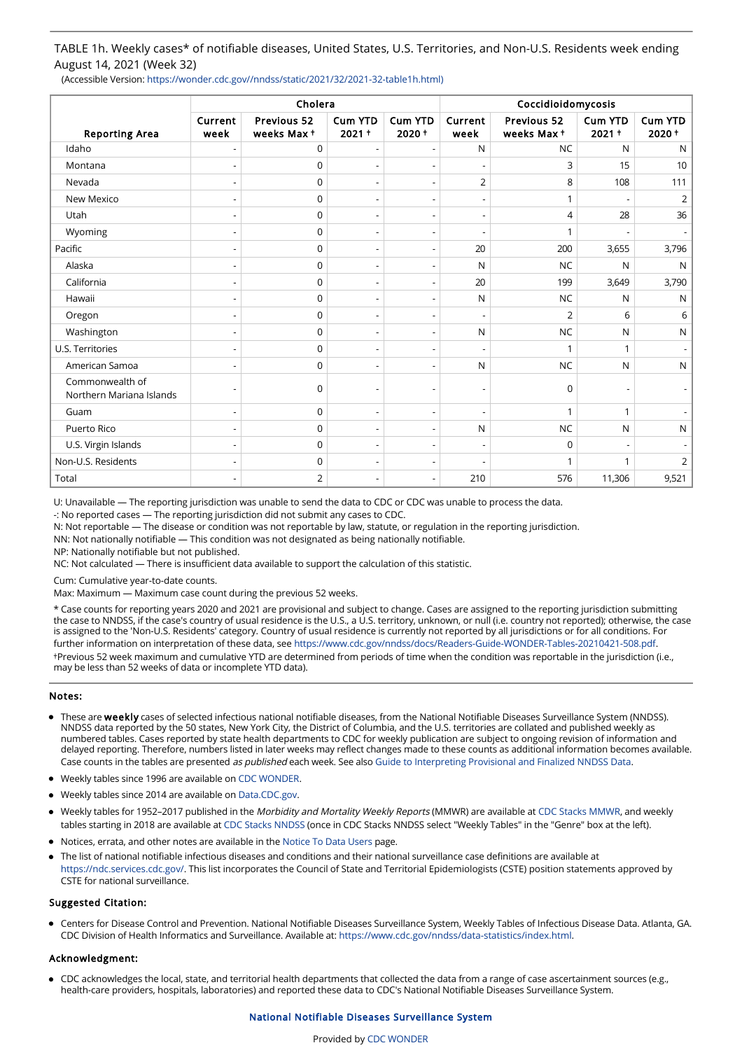TABLE 1h. Weekly cases* of notifiable diseases, United States, U.S. Territories, and Non-U.S. Residents week ending August 14, 2021 (Week 32)

(Accessible Version: https://wonder.cdc.gov//nndss/static/2021/32/2021-32-table1h.html)

| Reporting Area | Cholera | | | | Coccidioidomycosis | | | |
|---|---|---|---|---|---|---|---|---|
| | Current week | Previous 52 weeks Max † | Cum YTD 2021 † | Cum YTD 2020 † | Current week | Previous 52 weeks Max † | Cum YTD 2021 † | Cum YTD 2020 † |
| Idaho | - | 0 | - | - | N | NC | N | N |
| Montana | - | 0 | - | - | - | 3 | 15 | 10 |
| Nevada | - | 0 | - | - | 2 | 8 | 108 | 111 |
| New Mexico | - | 0 | - | - | - | 1 | - | 2 |
| Utah | - | 0 | - | - | - | 4 | 28 | 36 |
| Wyoming | - | 0 | - | - | - | 1 | - | - |
| Pacific | - | 0 | - | - | 20 | 200 | 3,655 | 3,796 |
| Alaska | - | 0 | - | - | N | NC | N | N |
| California | - | 0 | - | - | 20 | 199 | 3,649 | 3,790 |
| Hawaii | - | 0 | - | - | N | NC | N | N |
| Oregon | - | 0 | - | - | - | 2 | 6 | 6 |
| Washington | - | 0 | - | - | N | NC | N | N |
| U.S. Territories | - | 0 | - | - | - | 1 | 1 | - |
| American Samoa | - | 0 | - | - | N | NC | N | N |
| Commonwealth of Northern Mariana Islands | - | 0 | - | - | - | 0 | - | - |
| Guam | - | 0 | - | - | - | 1 | 1 | - |
| Puerto Rico | - | 0 | - | - | N | NC | N | N |
| U.S. Virgin Islands | - | 0 | - | - | - | 0 | - | - |
| Non-U.S. Residents | - | 0 | - | - | - | 1 | 1 | 2 |
| Total | - | 2 | - | - | 210 | 576 | 11,306 | 9,521 |

U: Unavailable — The reporting jurisdiction was unable to send the data to CDC or CDC was unable to process the data.

-: No reported cases — The reporting jurisdiction did not submit any cases to CDC.

N: Not reportable — The disease or condition was not reportable by law, statute, or regulation in the reporting jurisdiction.

NN: Not nationally notifiable — This condition was not designated as being nationally notifiable.

NP: Nationally notifiable but not published.

NC: Not calculated — There is insufficient data available to support the calculation of this statistic.

Cum: Cumulative year-to-date counts.

Max: Maximum — Maximum case count during the previous 52 weeks.

* Case counts for reporting years 2020 and 2021 are provisional and subject to change. Cases are assigned to the reporting jurisdiction submitting the case to NNDSS, if the case's country of usual residence is the U.S., a U.S. territory, unknown, or null (i.e. country not reported); otherwise, the case is assigned to the 'Non-U.S. Residents' category. Country of usual residence is currently not reported by all jurisdictions or for all conditions. For further information on interpretation of these data, see https://www.cdc.gov/nndss/docs/Readers-Guide-WONDER-Tables-20210421-508.pdf.

†Previous 52 week maximum and cumulative YTD are determined from periods of time when the condition was reportable in the jurisdiction (i.e., may be less than 52 weeks of data or incomplete YTD data).

### Notes:

- These are **weekly** cases of selected infectious national notifiable diseases, from the National Notifiable Diseases Surveillance System (NNDSS). NNDSS data reported by the 50 states, New York City, the District of Columbia, and the U.S. territories are collated and published weekly as numbered tables. Cases reported by state health departments to CDC for weekly publication are subject to ongoing revision of information and delayed reporting. Therefore, numbers listed in later weeks may reflect changes made to these counts as additional information becomes available. Case counts in the tables are presented *as published* each week. See also Guide to Interpreting Provisional and Finalized NNDSS Data.
- Weekly tables since 1996 are available on CDC WONDER.
- Weekly tables since 2014 are available on Data.CDC.gov.
- Weekly tables for 1952–2017 published in the *Morbidity and Mortality Weekly Reports* (MMWR) are available at CDC Stacks MMWR, and weekly tables starting in 2018 are available at CDC Stacks NNDSS (once in CDC Stacks NNDSS select "Weekly Tables" in the "Genre" box at the left).
- Notices, errata, and other notes are available in the Notice To Data Users page.
- The list of national notifiable infectious diseases and conditions and their national surveillance case definitions are available at https://ndc.services.cdc.gov/. This list incorporates the Council of State and Territorial Epidemiologists (CSTE) position statements approved by CSTE for national surveillance.

### Suggested Citation:

- Centers for Disease Control and Prevention. National Notifiable Diseases Surveillance System, Weekly Tables of Infectious Disease Data. Atlanta, GA. CDC Division of Health Informatics and Surveillance. Available at: https://www.cdc.gov/nndss/data-statistics/index.html.

### Acknowledgment:

- CDC acknowledges the local, state, and territorial health departments that collected the data from a range of case ascertainment sources (e.g., health-care providers, hospitals, laboratories) and reported these data to CDC's National Notifiable Diseases Surveillance System.

**National Notifiable Diseases Surveillance System**

Provided by CDC WONDER